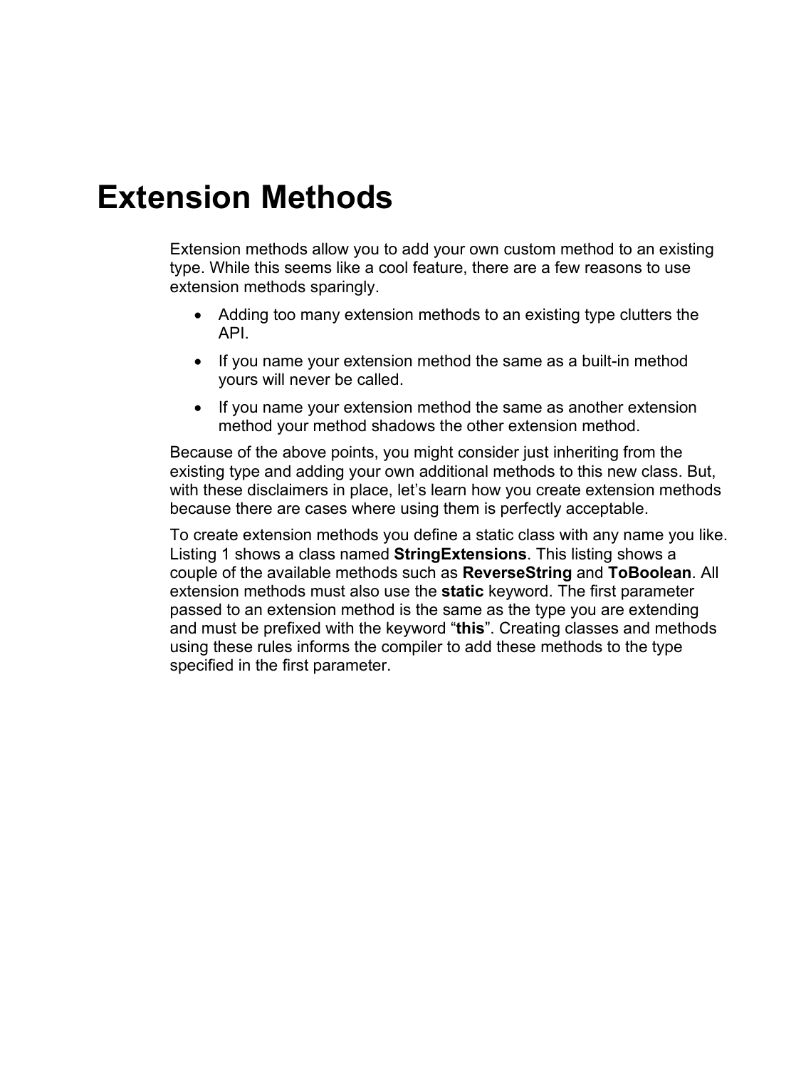# Extension Methods

Extension methods allow you to add your own custom method to an existing type. While this seems like a cool feature, there are a few reasons to use extension methods sparingly.

- Adding too many extension methods to an existing type clutters the API.
- If you name your extension method the same as a built-in method yours will never be called.
- If you name your extension method the same as another extension method your method shadows the other extension method.

Because of the above points, you might consider just inheriting from the existing type and adding your own additional methods to this new class. But, with these disclaimers in place, let’s learn how you create extension methods because there are cases where using them is perfectly acceptable.

To create extension methods you define a static class with any name you like. Listing 1 shows a class named **StringExtensions**. This listing shows a couple of the available methods such as **ReverseString** and **ToBoolean**. All extension methods must also use the **static** keyword. The first parameter passed to an extension method is the same as the type you are extending and must be prefixed with the keyword “**this**”. Creating classes and methods using these rules informs the compiler to add these methods to the type specified in the first parameter.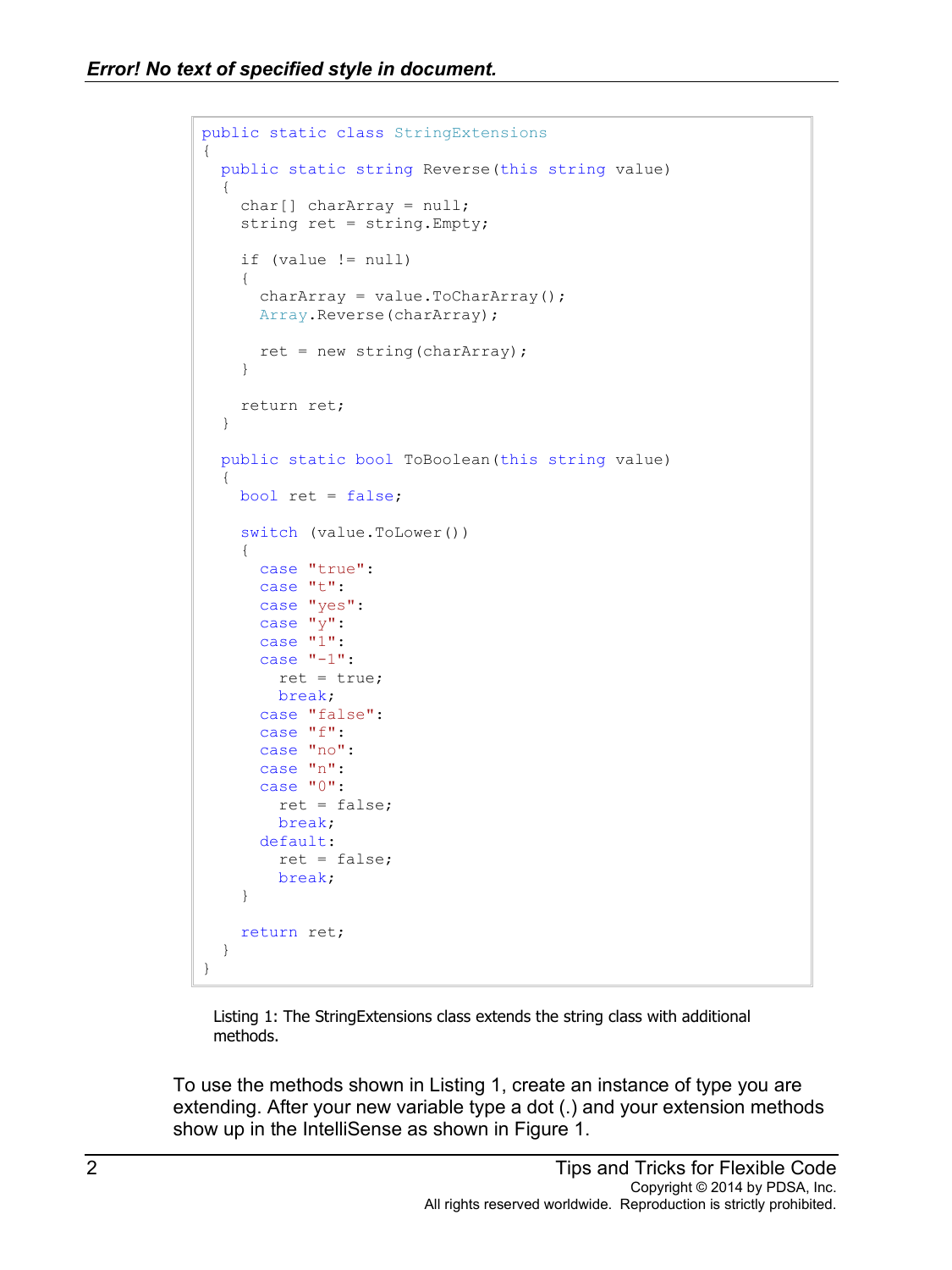```
public static class StringExtensions
{
  public static string Reverse(this string value)
  {
    char[] charArray = null;
    string ret = string.Empty;

    if (value != null)
    {
      charArray = value.ToCharArray();
      Array.Reverse(charArray);

      ret = new string(charArray);
    }

    return ret;
  }

  public static bool ToBoolean(this string value)
  {
    bool ret = false;

    switch (value.ToLower())
    {
      case "true":
      case "t":
      case "yes":
      case "y":
      case "1":
      case "-1":
        ret = true;
        break;
      case "false":
      case "f":
      case "no":
      case "n":
      case "0":
        ret = false;
        break;
      default:
        ret = false;
        break;
    }

    return ret;
  }
}
```

Listing 1: The StringExtensions class extends the string class with additional methods.

To use the methods shown in Listing 1, create an instance of type you are extending. After your new variable type a dot (.) and your extension methods show up in the IntelliSense as shown in Figure 1.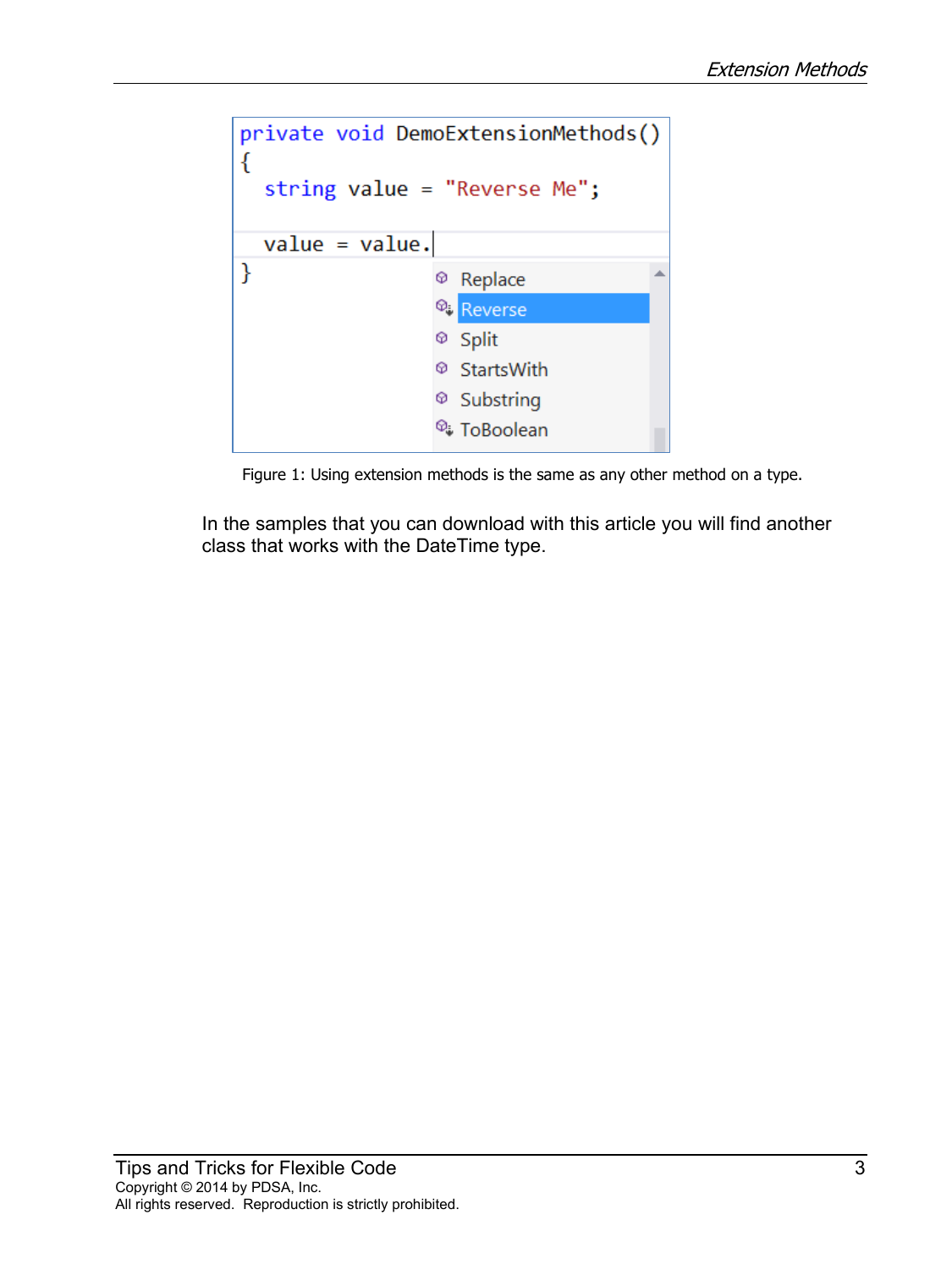```
private void DemoExtensionMethods()
{
  string value = "Reverse Me";

  value = value.
}
```

Replace
Reverse
Split
StartsWith
Substring
ToBoolean

Figure 1: Using extension methods is the same as any other method on a type.

In the samples that you can download with this article you will find another class that works with the DateTime type.